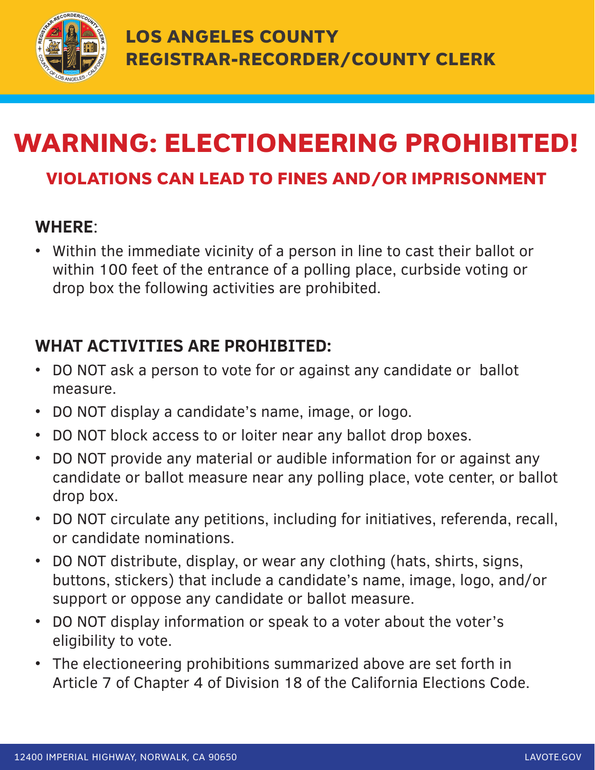**LOS ANGELES COUNTY**
**REGISTRAR-RECORDER/COUNTY CLERK**

# WARNING: ELECTIONEERING PROHIBITED!

## VIOLATIONS CAN LEAD TO FINES AND/OR IMPRISONMENT

**WHERE**:

- Within the immediate vicinity of a person in line to cast their ballot or within 100 feet of the entrance of a polling place, curbside voting or drop box the following activities are prohibited.

**WHAT ACTIVITIES ARE PROHIBITED:**

- DO NOT ask a person to vote for or against any candidate or ballot measure.
- DO NOT display a candidate's name, image, or logo.
- DO NOT block access to or loiter near any ballot drop boxes.
- DO NOT provide any material or audible information for or against any candidate or ballot measure near any polling place, vote center, or ballot drop box.
- DO NOT circulate any petitions, including for initiatives, referenda, recall, or candidate nominations.
- DO NOT distribute, display, or wear any clothing (hats, shirts, signs, buttons, stickers) that include a candidate's name, image, logo, and/or support or oppose any candidate or ballot measure.
- DO NOT display information or speak to a voter about the voter's eligibility to vote.
- The electioneering prohibitions summarized above are set forth in Article 7 of Chapter 4 of Division 18 of the California Elections Code.

12400 IMPERIAL HIGHWAY, NORWALK, CA 90650 LAVOTE.GOV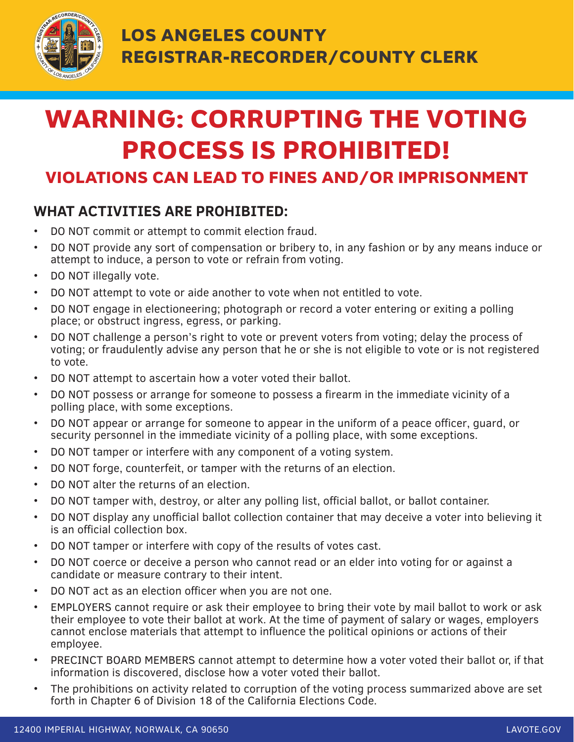# LOS ANGELES COUNTY REGISTRAR-RECORDER/COUNTY CLERK

# WARNING: CORRUPTING THE VOTING PROCESS IS PROHIBITED!

## VIOLATIONS CAN LEAD TO FINES AND/OR IMPRISONMENT

### WHAT ACTIVITIES ARE PROHIBITED:

- DO NOT commit or attempt to commit election fraud.
- DO NOT provide any sort of compensation or bribery to, in any fashion or by any means induce or attempt to induce, a person to vote or refrain from voting.
- DO NOT illegally vote.
- DO NOT attempt to vote or aide another to vote when not entitled to vote.
- DO NOT engage in electioneering; photograph or record a voter entering or exiting a polling place; or obstruct ingress, egress, or parking.
- DO NOT challenge a person's right to vote or prevent voters from voting; delay the process of voting; or fraudulently advise any person that he or she is not eligible to vote or is not registered to vote.
- DO NOT attempt to ascertain how a voter voted their ballot.
- DO NOT possess or arrange for someone to possess a firearm in the immediate vicinity of a polling place, with some exceptions.
- DO NOT appear or arrange for someone to appear in the uniform of a peace officer, guard, or security personnel in the immediate vicinity of a polling place, with some exceptions.
- DO NOT tamper or interfere with any component of a voting system.
- DO NOT forge, counterfeit, or tamper with the returns of an election.
- DO NOT alter the returns of an election.
- DO NOT tamper with, destroy, or alter any polling list, official ballot, or ballot container.
- DO NOT display any unofficial ballot collection container that may deceive a voter into believing it is an official collection box.
- DO NOT tamper or interfere with copy of the results of votes cast.
- DO NOT coerce or deceive a person who cannot read or an elder into voting for or against a candidate or measure contrary to their intent.
- DO NOT act as an election officer when you are not one.
- EMPLOYERS cannot require or ask their employee to bring their vote by mail ballot to work or ask their employee to vote their ballot at work. At the time of payment of salary or wages, employers cannot enclose materials that attempt to influence the political opinions or actions of their employee.
- PRECINCT BOARD MEMBERS cannot attempt to determine how a voter voted their ballot or, if that information is discovered, disclose how a voter voted their ballot.
- The prohibitions on activity related to corruption of the voting process summarized above are set forth in Chapter 6 of Division 18 of the California Elections Code.

12400 IMPERIAL HIGHWAY, NORWALK, CA 90650

LAVOTE.GOV